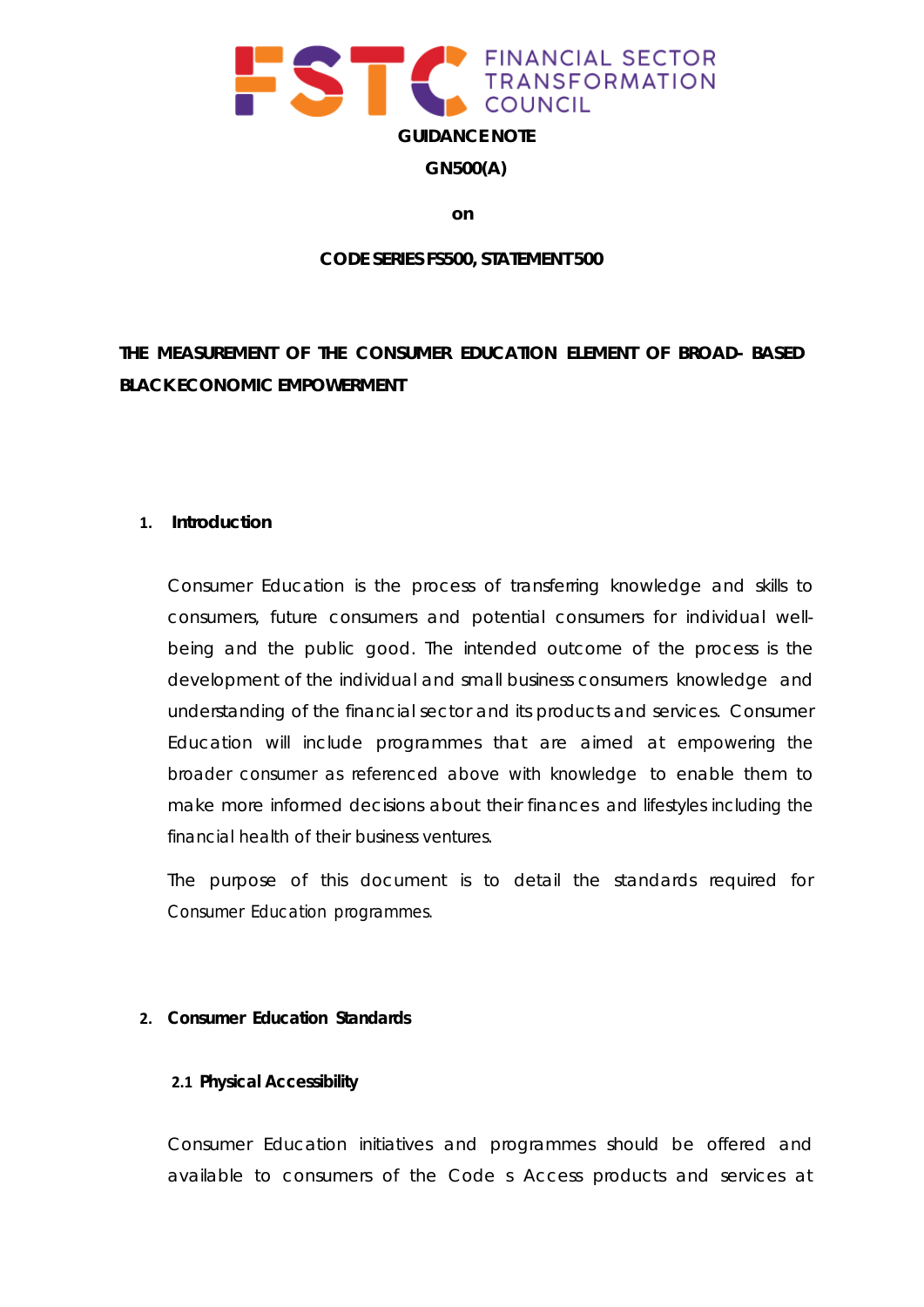FINANCIAL SECTOR TRANSFORMATION COUNCIL

**GUIDANCE NOTE**

**GN500(A)**

**on**

**CODE SERIES FS500, STATEMENT 500**

# THE MEASUREMENT OF THE CONSUMER EDUCATION ELEMENT OF BROAD- BASED BLACK ECONOMIC EMPOWERMENT

## 1. Introduction

Consumer Education is the process of transferring knowledge and skills to consumers, future consumers and potential consumers for individual well-being and the public good. The intended outcome of the process is the development of the individual and small business consumers knowledge and understanding of the financial sector and its products and services. Consumer Education will include programmes that are aimed at empowering the broader consumer as referenced above with knowledge to enable them to make more informed decisions about their finances and lifestyles including the financial health of their business ventures.

The purpose of this document is to detail the standards required for Consumer Education programmes.

## 2. Consumer Education Standards

### 2.1 Physical Accessibility

Consumer Education initiatives and programmes should be offered and available to consumers of the Code s Access products and services at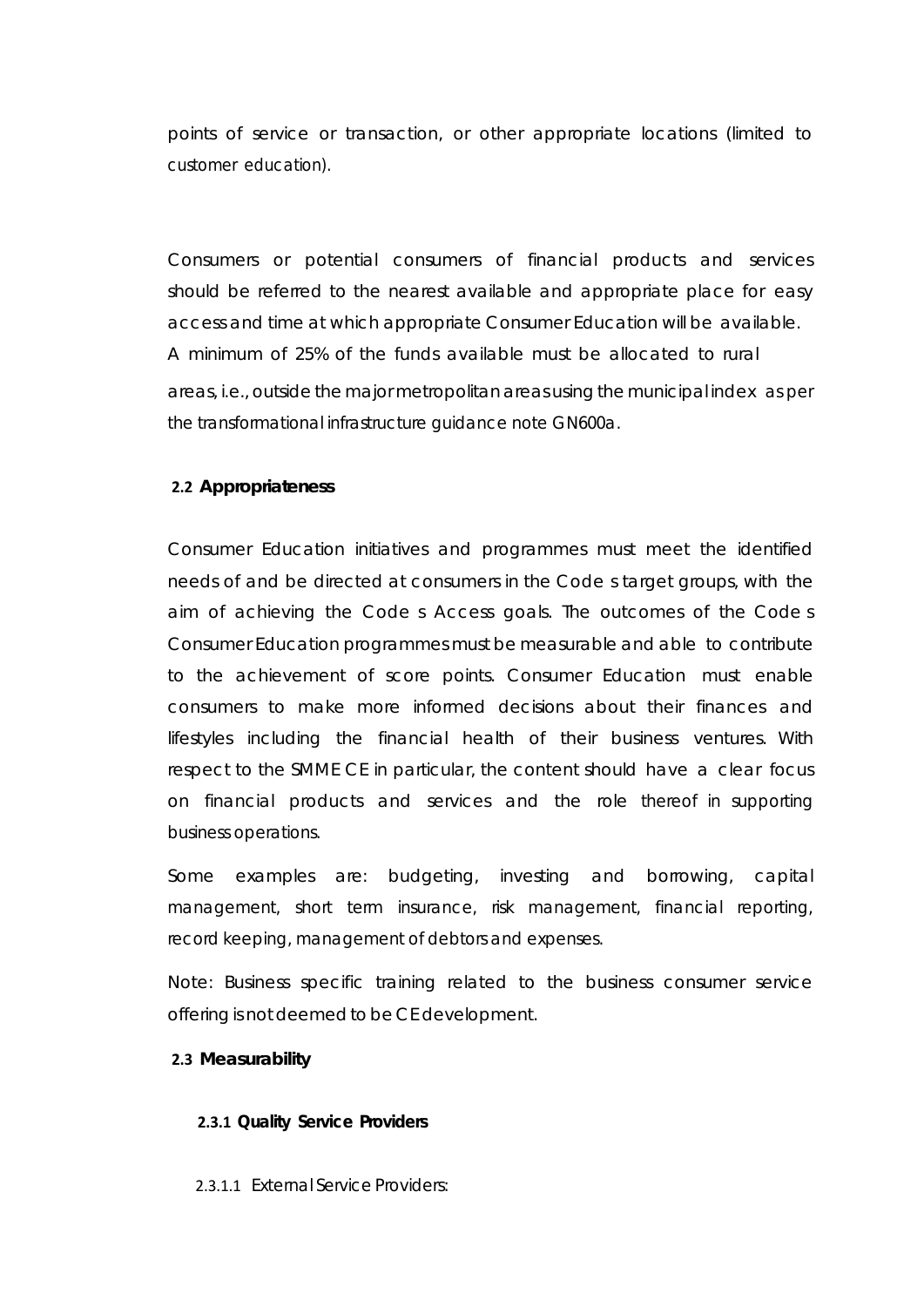points of service or transaction, or other appropriate locations (limited to customer education).

Consumers or potential consumers of financial products and services should be referred to the nearest available and appropriate place for easy access and time at which appropriate Consumer Education will be available. A minimum of 25% of the funds available must be allocated to rural areas, i.e., outside the major metropolitan areas using the municipal index as per the transformational infrastructure guidance note GN600a.

## 2.2 Appropriateness

Consumer Education initiatives and programmes must meet the identified needs of and be directed at consumers in the Code s target groups, with the aim of achieving the Code s Access goals. The outcomes of the Code s Consumer Education programmes must be measurable and able to contribute to the achievement of score points. Consumer Education must enable consumers to make more informed decisions about their finances and lifestyles including the financial health of their business ventures. With respect to the SMME CE in particular, the content should have a clear focus on financial products and services and the role thereof in supporting business operations.

Some examples are: budgeting, investing and borrowing, capital management, short term insurance, risk management, financial reporting, record keeping, management of debtors and expenses.

Note: Business specific training related to the business consumer service offering is not deemed to be CE development.

## 2.3 Measurability

### 2.3.1 Quality Service Providers

2.3.1.1 External Service Providers: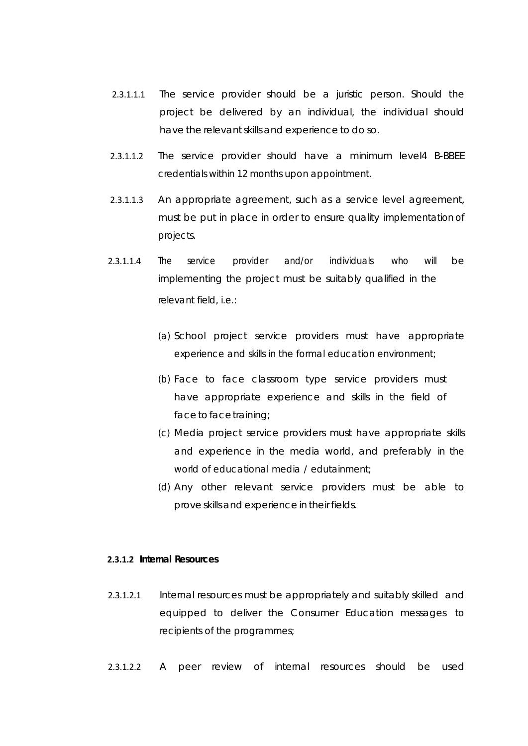2.3.1.1.1 The service provider should be a juristic person. Should the project be delivered by an individual, the individual should have the relevant skills and experience to do so.

2.3.1.1.2 The service provider should have a minimum level4 B-BBEE credentials within 12 months upon appointment.

2.3.1.1.3 An appropriate agreement, such as a service level agreement, must be put in place in order to ensure quality implementation of projects.

2.3.1.1.4 The service provider and/or individuals who will be implementing the project must be suitably qualified in the relevant field, i.e.:

(a) School project service providers must have appropriate experience and skills in the formal education environment;

(b) Face to face classroom type service providers must have appropriate experience and skills in the field of face to face training;

(c) Media project service providers must have appropriate skills and experience in the media world, and preferably in the world of educational media / edutainment;

(d) Any other relevant service providers must be able to prove skills and experience in their fields.

**2.3.1.2 Internal Resources**

2.3.1.2.1 Internal resources must be appropriately and suitably skilled and equipped to deliver the Consumer Education messages to recipients of the programmes;

2.3.1.2.2 A peer review of internal resources should be used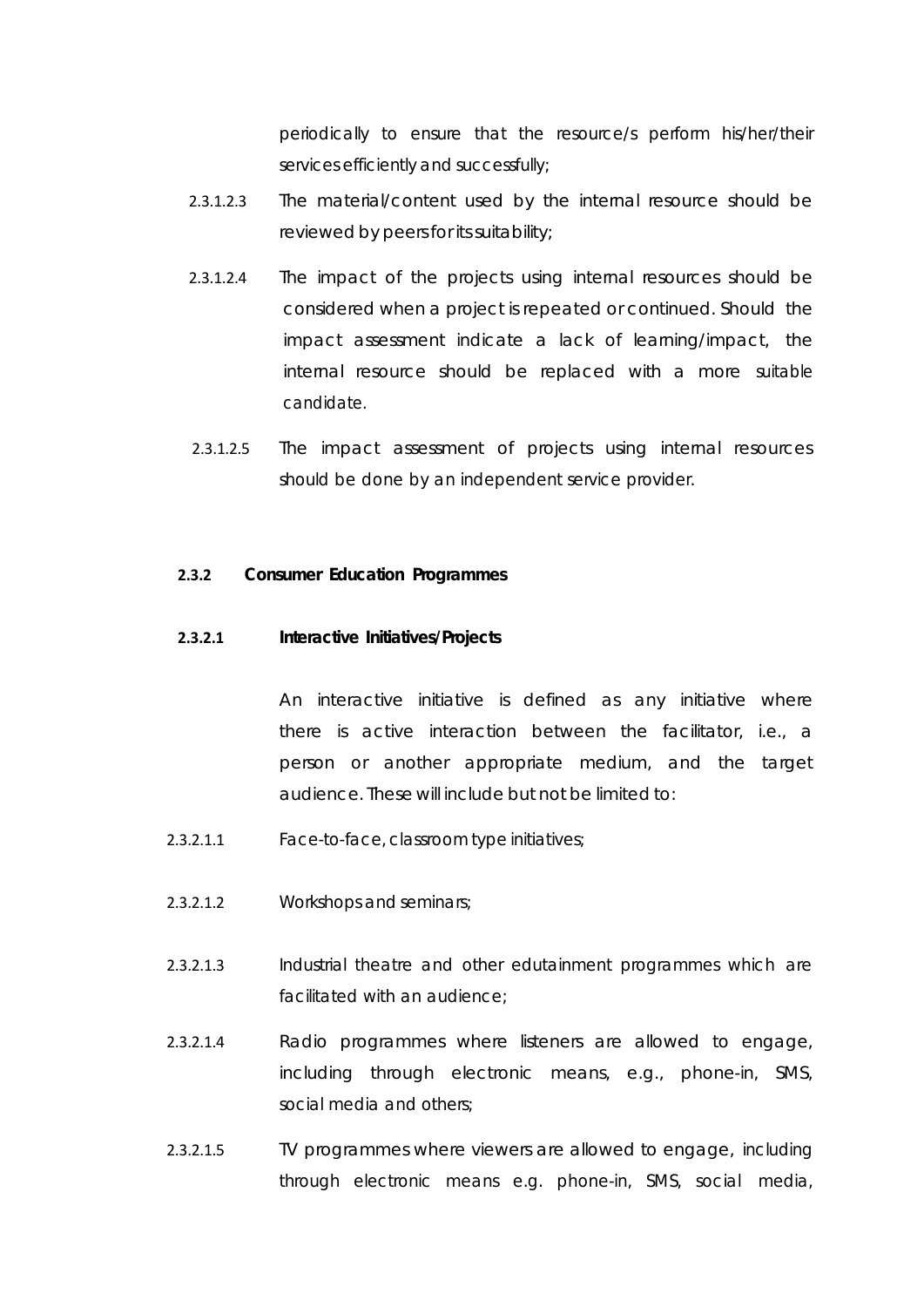periodically to ensure that the resource/s perform his/her/their services efficiently and successfully;

2.3.1.2.3 The material/content used by the internal resource should be reviewed by peers for its suitability;

2.3.1.2.4 The impact of the projects using internal resources should be considered when a project is repeated or continued. Should the impact assessment indicate a lack of learning/impact, the internal resource should be replaced with a more suitable candidate.

2.3.1.2.5 The impact assessment of projects using internal resources should be done by an independent service provider.

### 2.3.2 Consumer Education Programmes

#### 2.3.2.1 Interactive Initiatives/Projects

An interactive initiative is defined as any initiative where there is active interaction between the facilitator, i.e., a person or another appropriate medium, and the target audience. These will include but not be limited to:

2.3.2.1.1 Face-to-face, classroom type initiatives;

2.3.2.1.2 Workshops and seminars;

2.3.2.1.3 Industrial theatre and other edutainment programmes which are facilitated with an audience;

2.3.2.1.4 Radio programmes where listeners are allowed to engage, including through electronic means, e.g., phone-in, SMS, social media and others;

2.3.2.1.5 TV programmes where viewers are allowed to engage, including through electronic means e.g. phone-in, SMS, social media,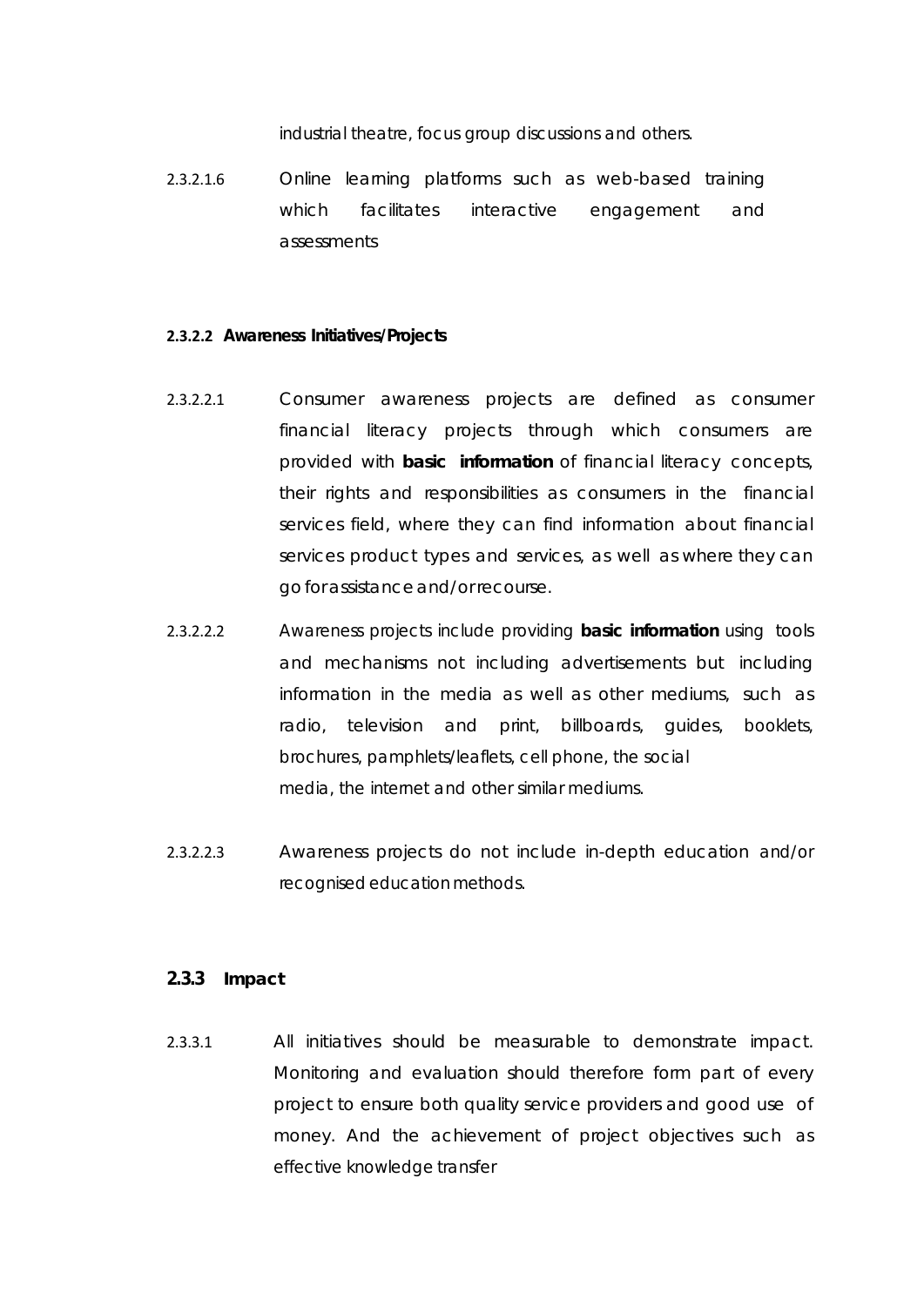industrial theatre, focus group discussions and others.

2.3.2.1.6 Online learning platforms such as web-based training which facilitates interactive engagement and assessments

**2.3.2.2 Awareness Initiatives/Projects**

2.3.2.2.1 Consumer awareness projects are defined as consumer financial literacy projects through which consumers are provided with **basic information** of financial literacy concepts, their rights and responsibilities as consumers in the financial services field, where they can find information about financial services product types and services, as well as where they can go forassistance and/orrecourse.

2.3.2.2.2 Awareness projects include providing **basic information** using tools and mechanisms not including advertisements but including information in the media as well as other mediums, such as radio, television and print, billboards, guides, booklets, brochures, pamphlets/leaflets, cell phone, the social media, the internet and other similar mediums.

2.3.2.2.3 Awareness projects do not include in-depth education and/or recognised education methods.

### 2.3.3 Impact

2.3.3.1 All initiatives should be measurable to demonstrate impact. Monitoring and evaluation should therefore form part of every project to ensure both quality service providers and good use of money. And the achievement of project objectives such as effective knowledge transfer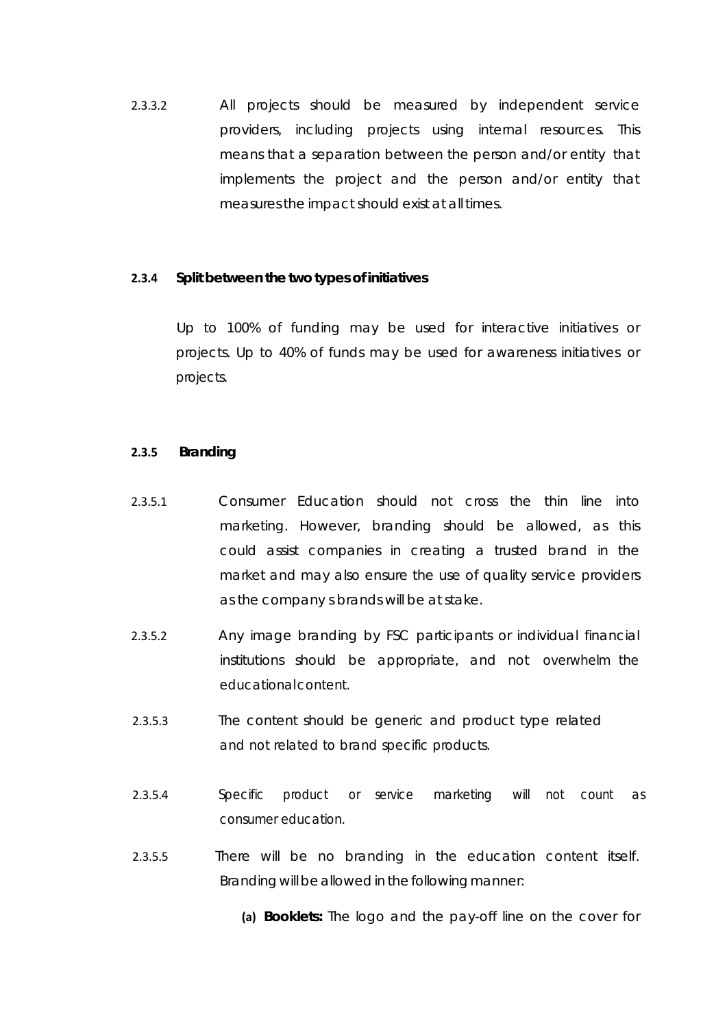2.3.3.2 All projects should be measured by independent service providers, including projects using internal resources. This means that a separation between the person and/or entity that implements the project and the person and/or entity that measures the impact should exist at all times.

### 2.3.4 Split between the two types of initiatives

Up to 100% of funding may be used for interactive initiatives or projects. Up to 40% of funds may be used for awareness initiatives or projects.

### 2.3.5 Branding

2.3.5.1 Consumer Education should not cross the thin line into marketing. However, branding should be allowed, as this could assist companies in creating a trusted brand in the market and may also ensure the use of quality service providers as the company s brands will be at stake.

2.3.5.2 Any image branding by FSC participants or individual financial institutions should be appropriate, and not overwhelm the educational content.

2.3.5.3 The content should be generic and product type related and not related to brand specific products.

2.3.5.4 Specific product or service marketing will not count as consumer education.

2.3.5.5 There will be no branding in the education content itself. Branding will be allowed in the following manner:

(a) **Booklets:** The logo and the pay-off line on the cover for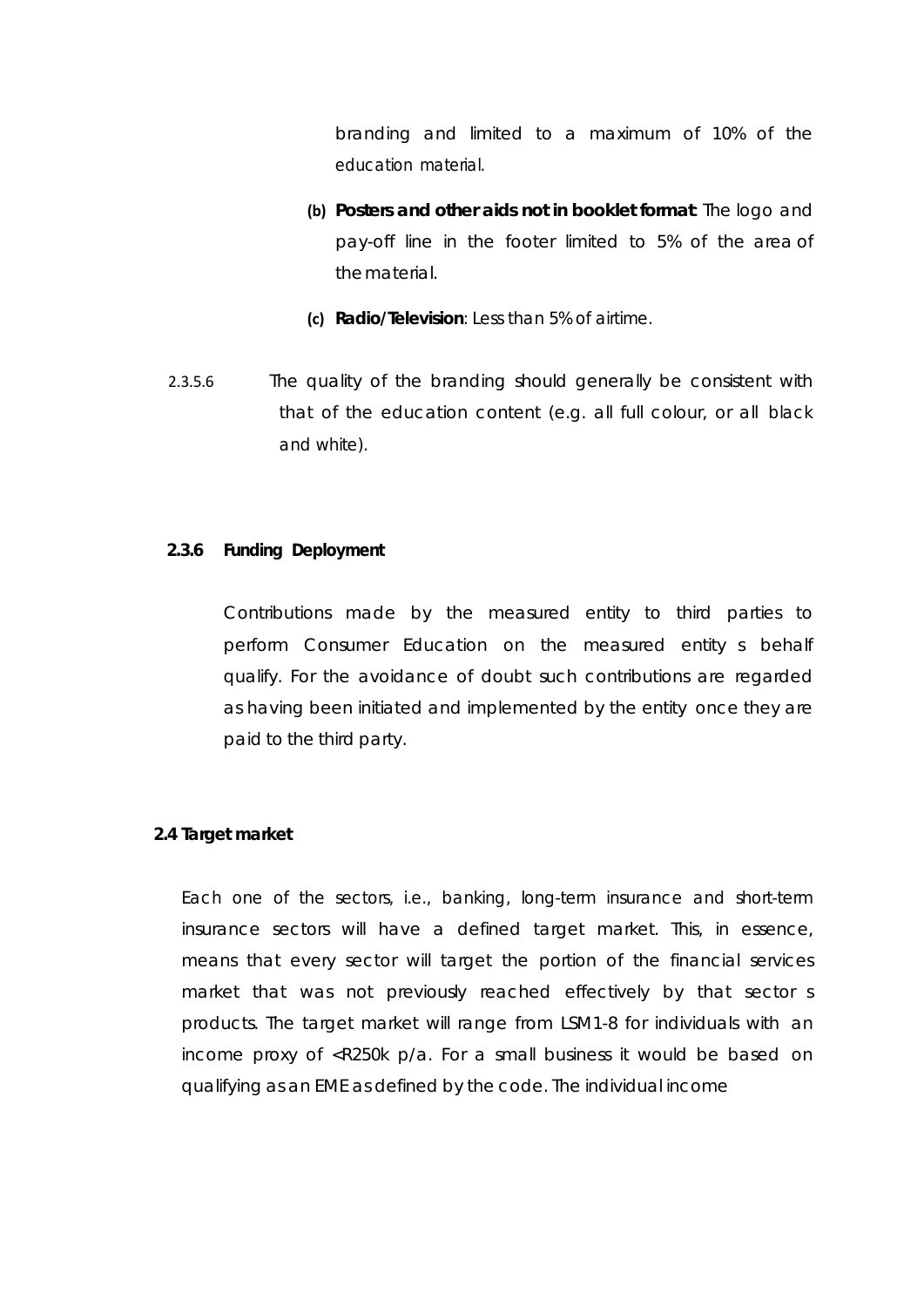branding and limited to a maximum of 10% of the education material.

(b) **Posters and other aids not in booklet format**: The logo and pay-off line in the footer limited to 5% of the area of the material.

(c) **Radio/Television**: Less than 5% of airtime.

2.3.5.6 The quality of the branding should generally be consistent with that of the education content (e.g. all full colour, or all black and white).

### 2.3.6 Funding Deployment

Contributions made by the measured entity to third parties to perform Consumer Education on the measured entity s behalf qualify. For the avoidance of doubt such contributions are regarded as having been initiated and implemented by the entity once they are paid to the third party.

## 2.4 Target market

Each one of the sectors, i.e., banking, long-term insurance and short-term insurance sectors will have a defined target market. This, in essence, means that every sector will target the portion of the financial services market that was not previously reached effectively by that sector s products. The target market will range from LSM1-8 for individuals with an income proxy of <R250k p/a. For a small business it would be based on qualifying as an EME as defined by the code. The individual income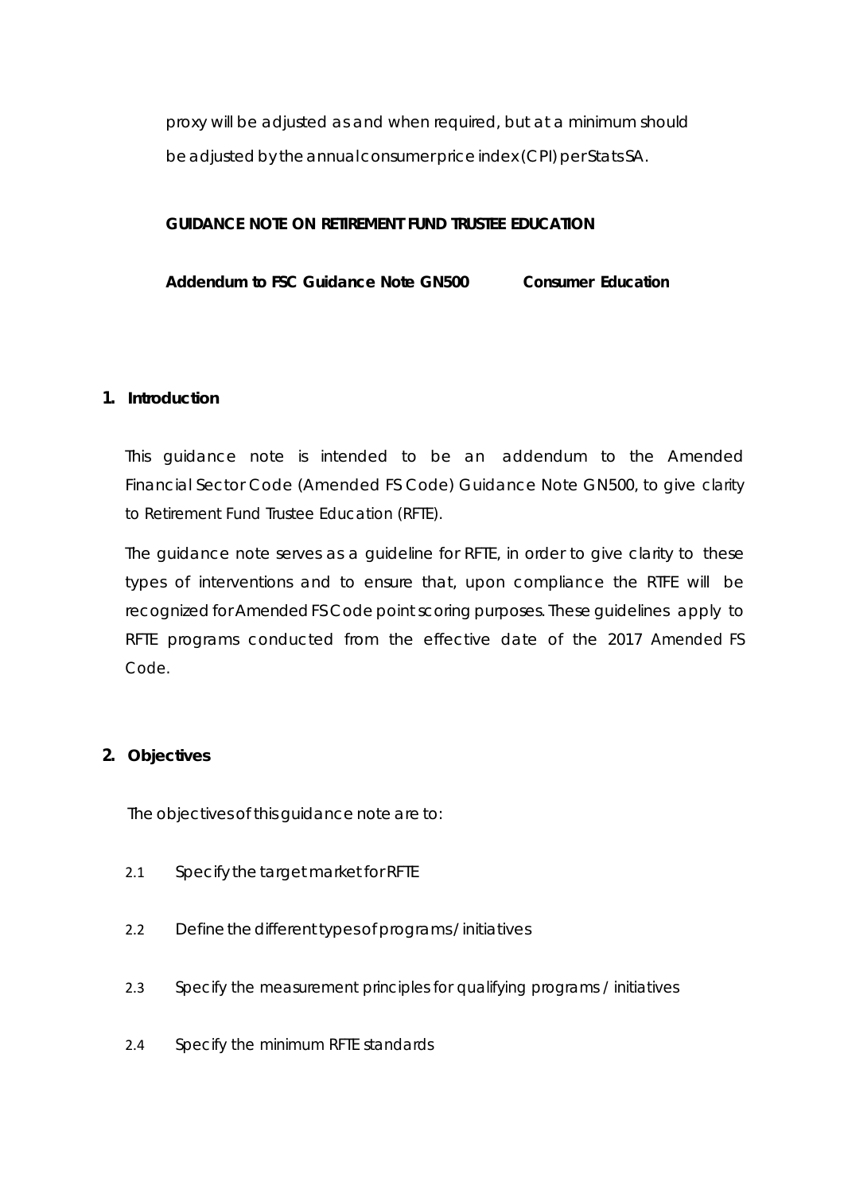proxy will be adjusted as and when required, but at a minimum should be adjusted by the annual consumer price index (CPI) per Stats SA.

**GUIDANCE NOTE ON RETIREMENT FUND TRUSTEE EDUCATION**

**Addendum to FSC Guidance Note GN500 Consumer Education**

## 1. Introduction

This guidance note is intended to be an addendum to the Amended Financial Sector Code (Amended FS Code) Guidance Note GN500, to give clarity to Retirement Fund Trustee Education (RFTE).

The guidance note serves as a guideline for RFTE, in order to give clarity to these types of interventions and to ensure that, upon compliance the RTFE will be recognized for Amended FS Code point scoring purposes. These guidelines apply to RFTE programs conducted from the effective date of the 2017 Amended FS Code.

## 2. Objectives

The objectives of this guidance note are to:

2.1 Specify the target market for RFTE

2.2 Define the different types of programs / initiatives

2.3 Specify the measurement principles for qualifying programs / initiatives

2.4 Specify the minimum RFTE standards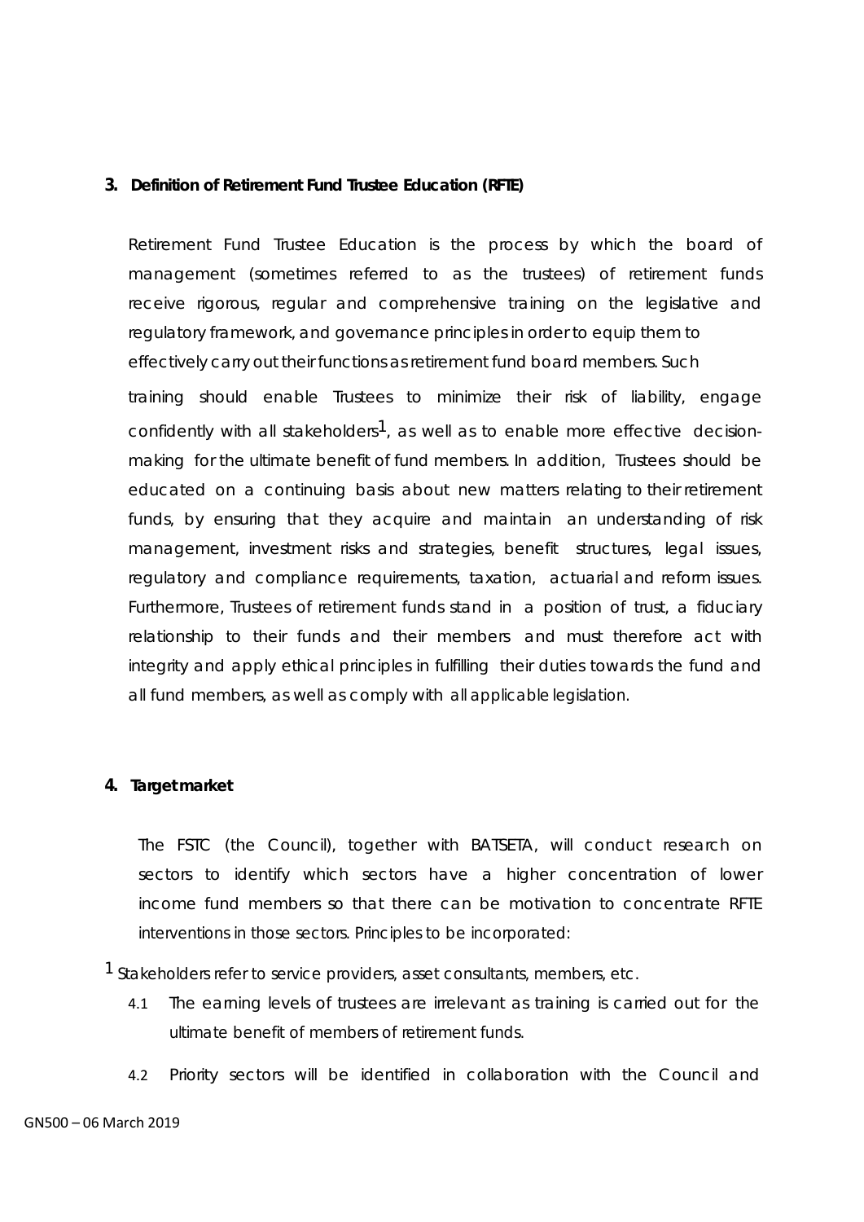### 3. Definition of Retirement Fund Trustee Education (RFTE)

Retirement Fund Trustee Education is the process by which the board of management (sometimes referred to as the trustees) of retirement funds receive rigorous, regular and comprehensive training on the legislative and regulatory framework, and governance principles in order to equip them to effectively carry out their functions as retirement fund board members. Such training should enable Trustees to minimize their risk of liability, engage confidently with all stakeholders[1], as well as to enable more effective decision-making for the ultimate benefit of fund members. In addition, Trustees should be educated on a continuing basis about new matters relating to their retirement funds, by ensuring that they acquire and maintain an understanding of risk management, investment risks and strategies, benefit structures, legal issues, regulatory and compliance requirements, taxation, actuarial and reform issues. Furthermore, Trustees of retirement funds stand in a position of trust, a fiduciary relationship to their funds and their members and must therefore act with integrity and apply ethical principles in fulfilling their duties towards the fund and all fund members, as well as comply with all applicable legislation.

### 4. Target market

The FSTC (the Council), together with BATSETA, will conduct research on sectors to identify which sectors have a higher concentration of lower income fund members so that there can be motivation to concentrate RFTE interventions in those sectors. Principles to be incorporated:

[1] Stakeholders refer to service providers, asset consultants, members, etc.

4.1 The earning levels of trustees are irrelevant as training is carried out for the ultimate benefit of members of retirement funds.

4.2 Priority sectors will be identified in collaboration with the Council and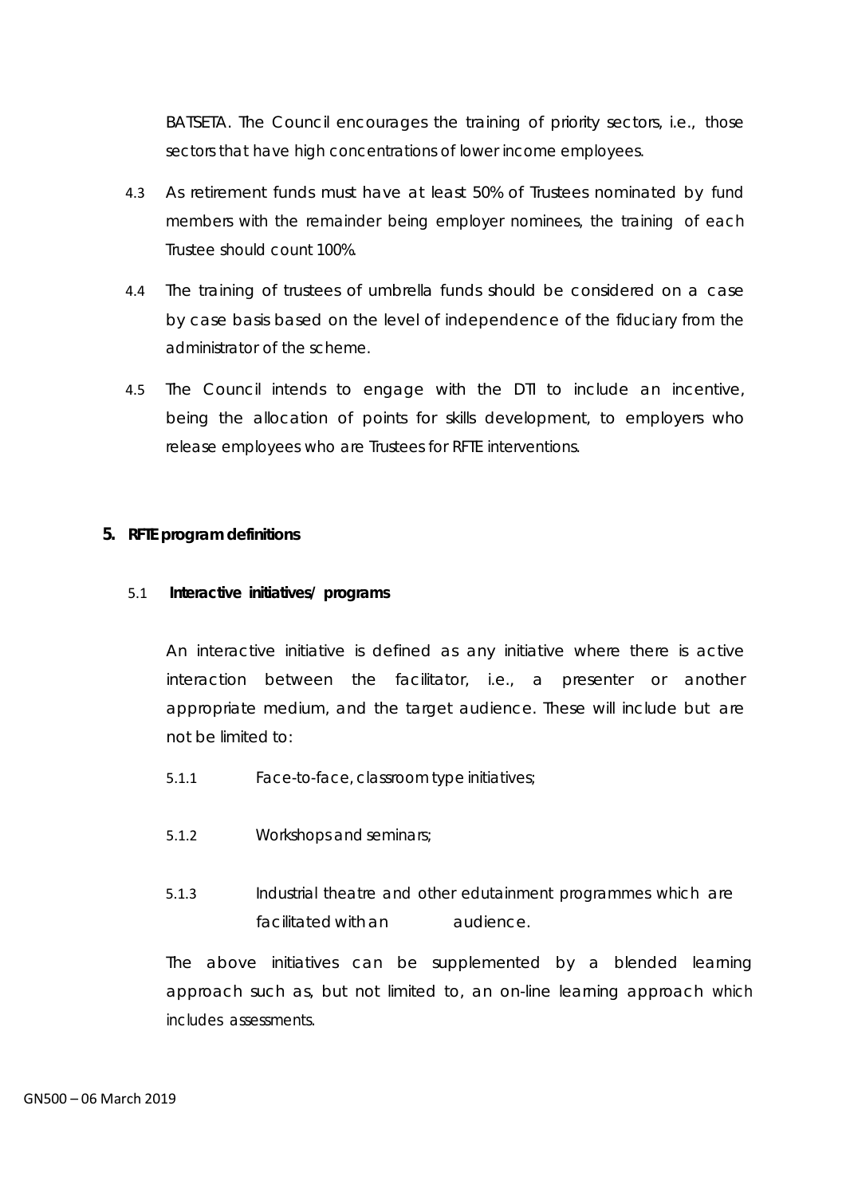BATSETA. The Council encourages the training of priority sectors, i.e., those sectors that have high concentrations of lower income employees.

4.3 As retirement funds must have at least 50% of Trustees nominated by fund members with the remainder being employer nominees, the training of each Trustee should count 100%.

4.4 The training of trustees of umbrella funds should be considered on a case by case basis based on the level of independence of the fiduciary from the administrator of the scheme.

4.5 The Council intends to engage with the DTI to include an incentive, being the allocation of points for skills development, to employers who release employees who are Trustees for RFTE interventions.

## 5. RFTE program definitions

### 5.1 Interactive initiatives/ programs

An interactive initiative is defined as any initiative where there is active interaction between the facilitator, i.e., a presenter or another appropriate medium, and the target audience. These will include but are not be limited to:

5.1.1 Face-to-face, classroom type initiatives;

5.1.2 Workshops and seminars;

5.1.3 Industrial theatre and other edutainment programmes which are facilitated with an audience.

The above initiatives can be supplemented by a blended learning approach such as, but not limited to, an on-line learning approach which includes assessments.

GN500 – 06 March 2019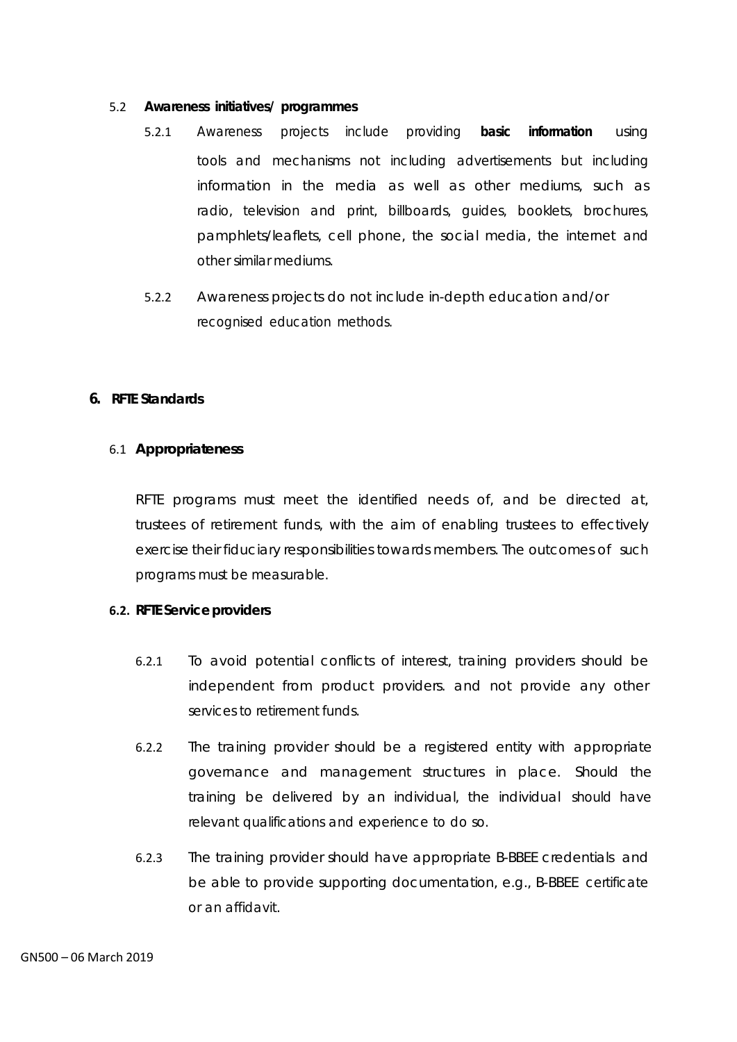5.2 **Awareness initiatives/ programmes**

5.2.1 Awareness projects include providing **basic information** using tools and mechanisms not including advertisements but including information in the media as well as other mediums, such as radio, television and print, billboards, guides, booklets, brochures, pamphlets/leaflets, cell phone, the social media, the internet and other similar mediums.

5.2.2 Awareness projects do not include in-depth education and/or recognised education methods.

## 6. RFTE Standards

### 6.1 Appropriateness

RFTE programs must meet the identified needs of, and be directed at, trustees of retirement funds, with the aim of enabling trustees to effectively exercise their fiduciary responsibilities towards members. The outcomes of such programs must be measurable.

### 6.2. RFTE Service providers

6.2.1 To avoid potential conflicts of interest, training providers should be independent from product providers. and not provide any other services to retirement funds.

6.2.2 The training provider should be a registered entity with appropriate governance and management structures in place. Should the training be delivered by an individual, the individual should have relevant qualifications and experience to do so.

6.2.3 The training provider should have appropriate B-BBEE credentials and be able to provide supporting documentation, e.g., B-BBEE certificate or an affidavit.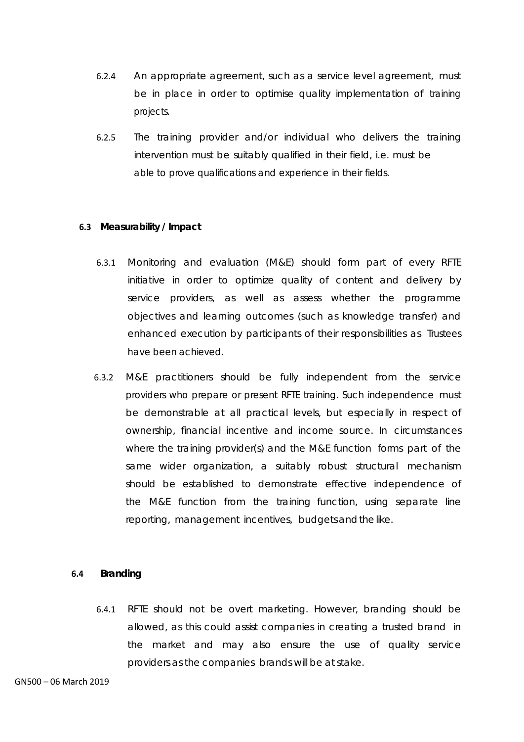6.2.4 An appropriate agreement, such as a service level agreement, must be in place in order to optimise quality implementation of training projects.

6.2.5 The training provider and/or individual who delivers the training intervention must be suitably qualified in their field, i.e. must be able to prove qualifications and experience in their fields.

### 6.3 Measurability / Impact

6.3.1 Monitoring and evaluation (M&E) should form part of every RFTE initiative in order to optimize quality of content and delivery by service providers, as well as assess whether the programme objectives and learning outcomes (such as knowledge transfer) and enhanced execution by participants of their responsibilities as Trustees have been achieved.

6.3.2 M&E practitioners should be fully independent from the service providers who prepare or present RFTE training. Such independence must be demonstrable at all practical levels, but especially in respect of ownership, financial incentive and income source. In circumstances where the training provider(s) and the M&E function forms part of the same wider organization, a suitably robust structural mechanism should be established to demonstrate effective independence of the M&E function from the training function, using separate line reporting, management incentives, budgets and the like.

### 6.4 Branding

6.4.1 RFTE should not be overt marketing. However, branding should be allowed, as this could assist companies in creating a trusted brand in the market and may also ensure the use of quality service providers as the companies brands will be at stake.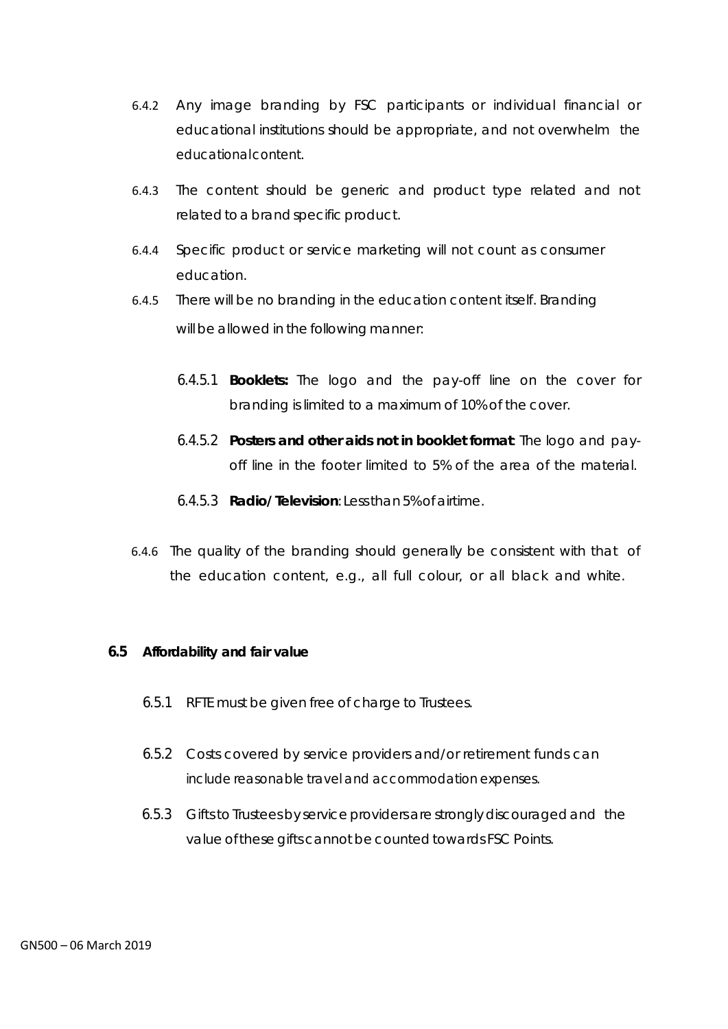6.4.2 Any image branding by FSC participants or individual financial or educational institutions should be appropriate, and not overwhelm the educational content.

6.4.3 The content should be generic and product type related and not related to a brand specific product.

6.4.4 Specific product or service marketing will not count as consumer education.

6.4.5 There will be no branding in the education content itself. Branding will be allowed in the following manner:

6.4.5.1 **Booklets:** The logo and the pay-off line on the cover for branding is limited to a maximum of 10% of the cover.

6.4.5.2 **Posters and other aids not in booklet format**: The logo and pay-off line in the footer limited to 5% of the area of the material.

6.4.5.3 **Radio/ Television**: Less than 5% of airtime.

6.4.6 The quality of the branding should generally be consistent with that of the education content, e.g., all full colour, or all black and white.

## 6.5 Affordability and fair value

6.5.1 RFTE must be given free of charge to Trustees.

6.5.2 Costs covered by service providers and/or retirement funds can include reasonable travel and accommodation expenses.

6.5.3 Gifts to Trustees by service providers are strongly discouraged and the value of these gifts cannot be counted towards FSC Points.

GN500 – 06 March 2019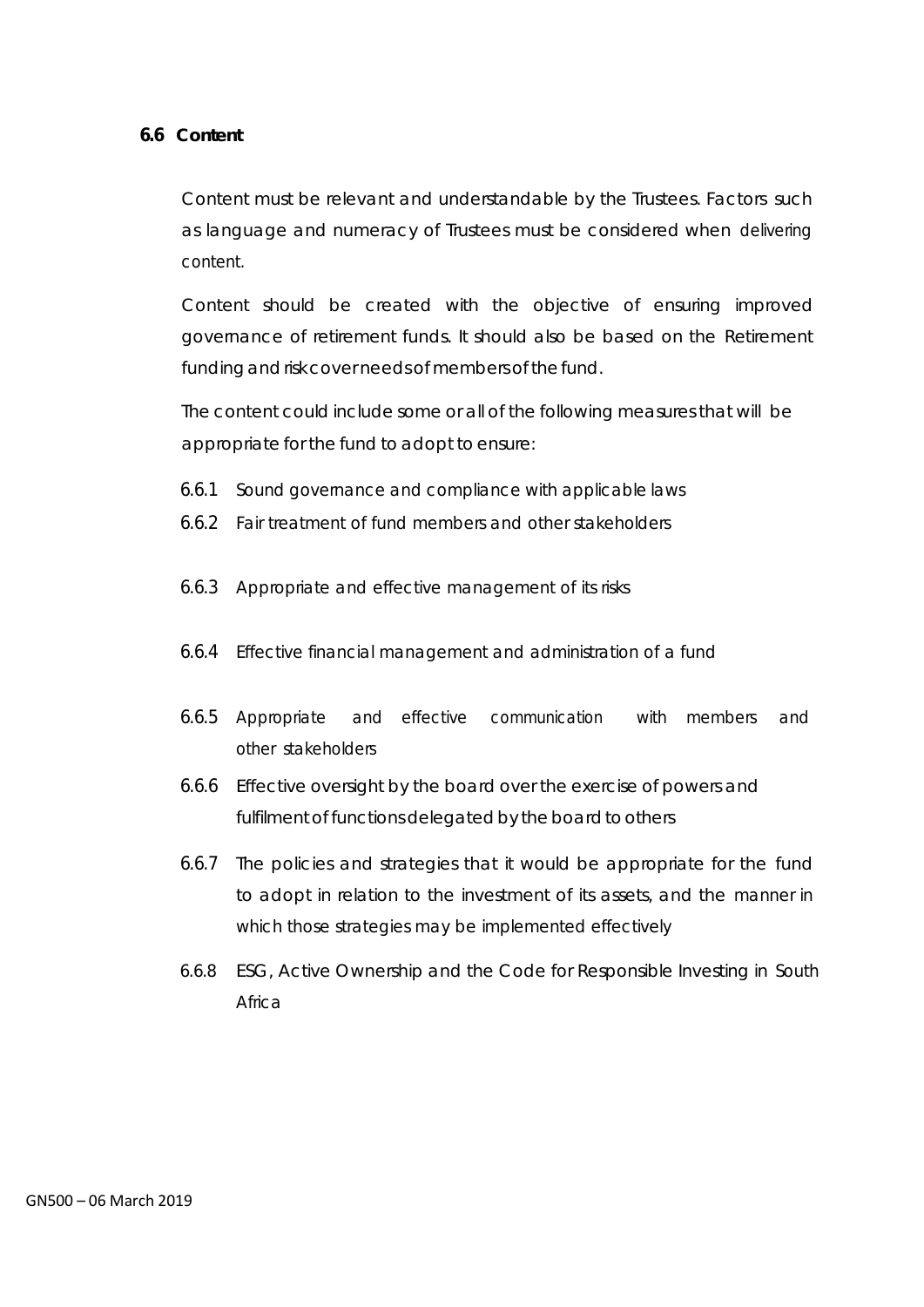## 6.6 Content

Content must be relevant and understandable by the Trustees. Factors such as language and numeracy of Trustees must be considered when delivering content.

Content should be created with the objective of ensuring improved governance of retirement funds. It should also be based on the Retirement funding and risk cover needs of members of the fund.

The content could include some or all of the following measures that will be appropriate for the fund to adopt to ensure:

6.6.1 Sound governance and compliance with applicable laws

6.6.2 Fair treatment of fund members and other stakeholders

6.6.3 Appropriate and effective management of its risks

6.6.4 Effective financial management and administration of a fund

6.6.5 Appropriate and effective communication with members and other stakeholders

6.6.6 Effective oversight by the board over the exercise of powers and fulfilment of functions delegated by the board to others

6.6.7 The policies and strategies that it would be appropriate for the fund to adopt in relation to the investment of its assets, and the manner in which those strategies may be implemented effectively

6.6.8 ESG, Active Ownership and the Code for Responsible Investing in South Africa